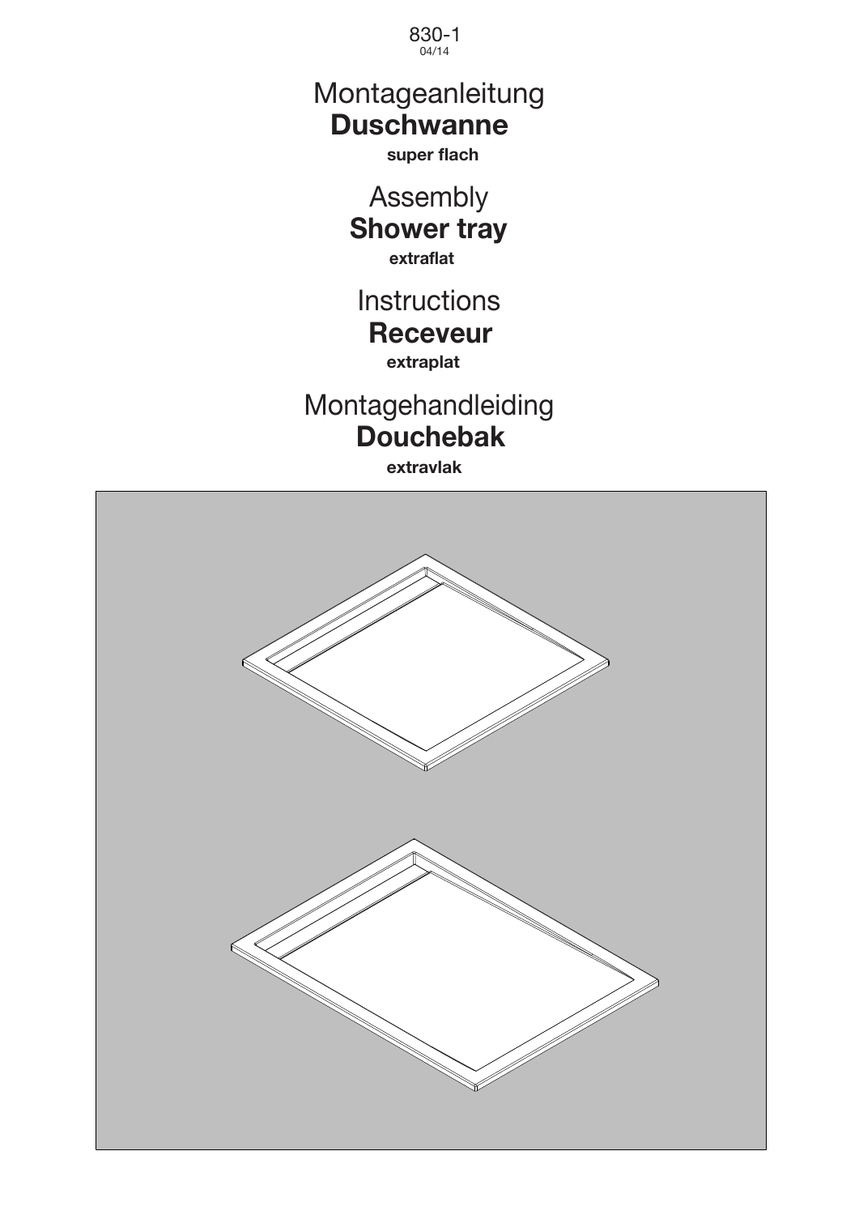830-1
04/14

# Montageanleitung
## Duschwanne
**super flach**

# Assembly
## Shower tray
**extraflat**

# Instructions
## Receveur
**extraplat**

# Montagehandleiding
## Douchebak
**extravlak**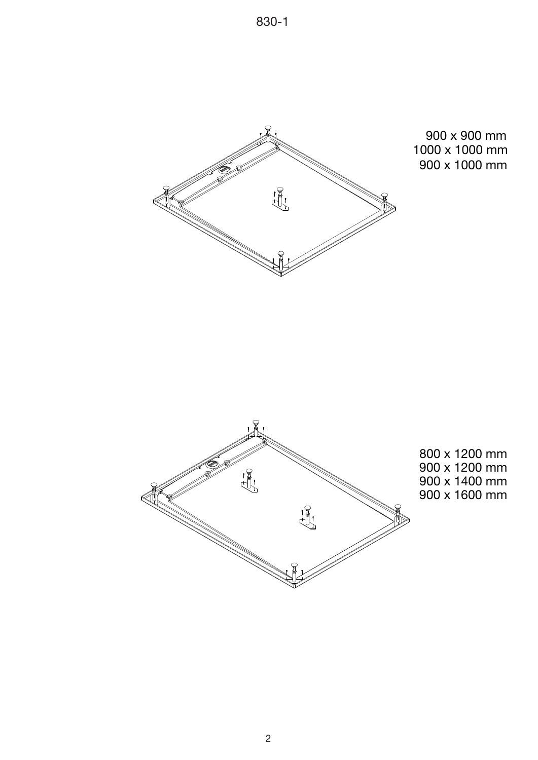830-1

900 x 900 mm
1000 x 1000 mm
900 x 1000 mm

800 x 1200 mm
900 x 1200 mm
900 x 1400 mm
900 x 1600 mm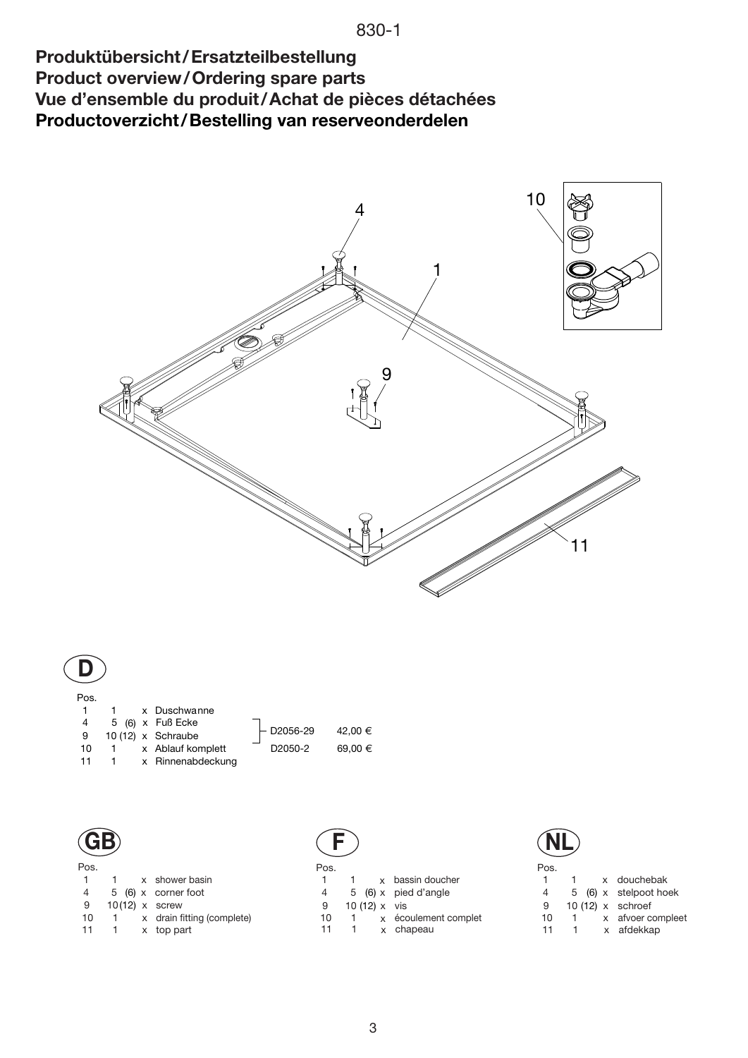830-1

# Produktübersicht/Ersatzteilbestellung
# Product overview/Ordering spare parts
# Vue d'ensemble du produit/Achat de pièces détachées
# Productoverzicht/Bestelling van reserveonderdelen

10

4

1

9

11

## D

| Pos. | | | | | |
|---|---|---|---|---|---|
| 1 | 1 | x | Duschwanne | | |
| 4 | 5 (6) | x | Fuß Ecke | D2056-29 | 42,00 € |
| 9 | 10 (12) | x | Schraube | | |
| 10 | 1 | x | Ablauf komplett | D2050-2 | 69,00 € |
| 11 | 1 | x | Rinnenabdeckung | | |

## GB

| Pos. | | | |
|---|---|---|---|
| 1 | 1 | x | shower basin |
| 4 | 5 (6) | x | corner foot |
| 9 | 10(12) | x | screw |
| 10 | 1 | x | drain fitting (complete) |
| 11 | 1 | x | top part |

## F

| Pos. | | | |
|---|---|---|---|
| 1 | 1 | x | bassin doucher |
| 4 | 5 (6) | x | pied d'angle |
| 9 | 10 (12) | x | vis |
| 10 | 1 | x | écoulement complet |
| 11 | 1 | x | chapeau |

## NL

| Pos. | | | |
|---|---|---|---|
| 1 | 1 | x | douchebak |
| 4 | 5 (6) | x | stelpoot hoek |
| 9 | 10 (12) | x | schroef |
| 10 | 1 | x | afvoer compleet |
| 11 | 1 | x | afdekkap |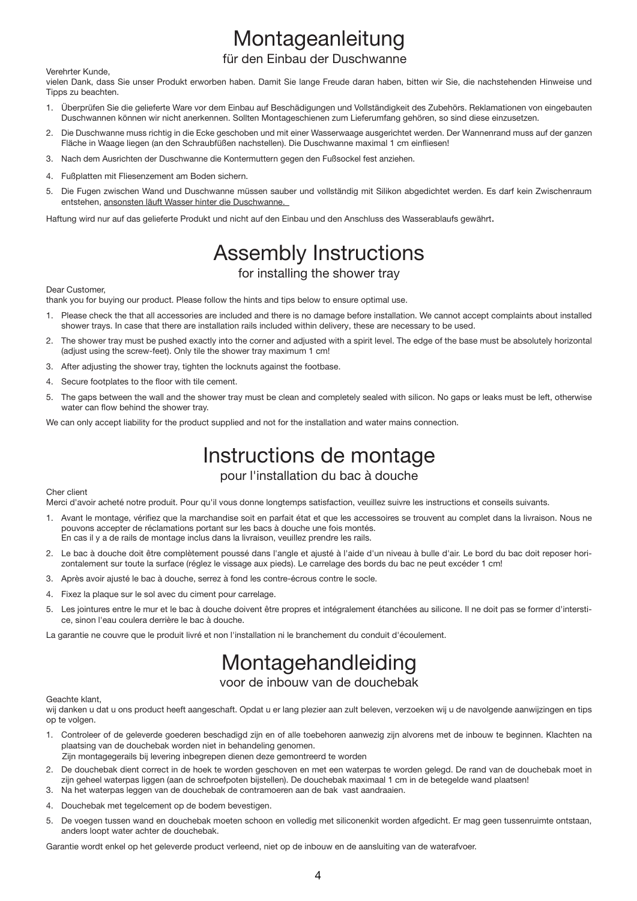# Montageanleitung

## für den Einbau der Duschwanne

Verehrter Kunde,
vielen Dank, dass Sie unser Produkt erworben haben. Damit Sie lange Freude daran haben, bitten wir Sie, die nachstehenden Hinweise und Tipps zu beachten.

1. Überprüfen Sie die gelieferte Ware vor dem Einbau auf Beschädigungen und Vollständigkeit des Zubehörs. Reklamationen von eingebauten Duschwannen können wir nicht anerkennen. Sollten Montageschienen zum Lieferumfang gehören, so sind diese einzusetzen.
2. Die Duschwanne muss richtig in die Ecke geschoben und mit einer Wasserwaage ausgerichtet werden. Der Wannenrand muss auf der ganzen Fläche in Waage liegen (an den Schraubfüßen nachstellen). Die Duschwanne maximal 1 cm einfliesen!
3. Nach dem Ausrichten der Duschwanne die Kontermuttern gegen den Fußsockel fest anziehen.
4. Fußplatten mit Fliesenzement am Boden sichern.
5. Die Fugen zwischen Wand und Duschwanne müssen sauber und vollständig mit Silikon abgedichtet werden. Es darf kein Zwischenraum entstehen, ansonsten läuft Wasser hinter die Duschwanne.

Haftung wird nur auf das gelieferte Produkt und nicht auf den Einbau und den Anschluss des Wasserablaufs gewährt.

# Assembly Instructions

## for installing the shower tray

Dear Customer,
thank you for buying our product. Please follow the hints and tips below to ensure optimal use.

1. Please check the that all accessories are included and there is no damage before installation. We cannot accept complaints about installed shower trays. In case that there are installation rails included within delivery, these are necessary to be used.
2. The shower tray must be pushed exactly into the corner and adjusted with a spirit level. The edge of the base must be absolutely horizontal (adjust using the screw-feet). Only tile the shower tray maximum 1 cm!
3. After adjusting the shower tray, tighten the locknuts against the footbase.
4. Secure footplates to the floor with tile cement.
5. The gaps between the wall and the shower tray must be clean and completely sealed with silicon. No gaps or leaks must be left, otherwise water can flow behind the shower tray.

We can only accept liability for the product supplied and not for the installation and water mains connection.

# Instructions de montage

## pour l'installation du bac à douche

Cher client
Merci d'avoir acheté notre produit. Pour qu'il vous donne longtemps satisfaction, veuillez suivre les instructions et conseils suivants.

1. Avant le montage, vérifiez que la marchandise soit en parfait état et que les accessoires se trouvent au complet dans la livraison. Nous ne pouvons accepter de réclamations portant sur les bacs à douche une fois montés.
   En cas il y a de rails de montage inclus dans la livraison, veuillez prendre les rails.
2. Le bac à douche doit être complètement poussé dans l'angle et ajusté à l'aide d'un niveau à bulle d'air. Le bord du bac doit reposer horizontalement sur toute la surface (réglez le vissage aux pieds). Le carrelage des bords du bac ne peut excéder 1 cm!
3. Après avoir ajusté le bac à douche, serrez à fond les contre-écrous contre le socle.
4. Fixez la plaque sur le sol avec du ciment pour carrelage.
5. Les jointures entre le mur et le bac à douche doivent être propres et intégralement étanchées au silicone. Il ne doit pas se former d'interstice, sinon l'eau coulera derrière le bac à douche.

La garantie ne couvre que le produit livré et non l'installation ni le branchement du conduit d'écoulement.

# Montagehandleiding

## voor de inbouw van de douchebak

Geachte klant,
wij danken u dat u ons product heeft aangeschaft. Opdat u er lang plezier aan zult beleven, verzoeken wij u de navolgende aanwijzingen en tips op te volgen.

1. Controleer of de geleverde goederen beschadigd zijn en of alle toebehoren aanwezig zijn alvorens met de inbouw te beginnen. Klachten na plaatsing van de douchebak worden niet in behandeling genomen.
   Zijn montagegerails bij levering inbegrepen dienen deze gemontreerd te worden
2. De douchebak dient correct in de hoek te worden geschoven en met een waterpas te worden gelegd. De rand van de douchebak moet in zijn geheel waterpas liggen (aan de schroefpoten bijstellen). De douchebak maximaal 1 cm in de betegelde wand plaatsen!
3. Na het waterpas leggen van de douchebak de contramoeren aan de bak vast aandraaien.
4. Douchebak met tegelcement op de bodem bevestigen.
5. De voegen tussen wand en douchebak moeten schoon en volledig met siliconenkit worden afgedicht. Er mag geen tussenruimte ontstaan, anders loopt water achter de douchebak.

Garantie wordt enkel op het geleverde product verleend, niet op de inbouw en de aansluiting van de waterafvoer.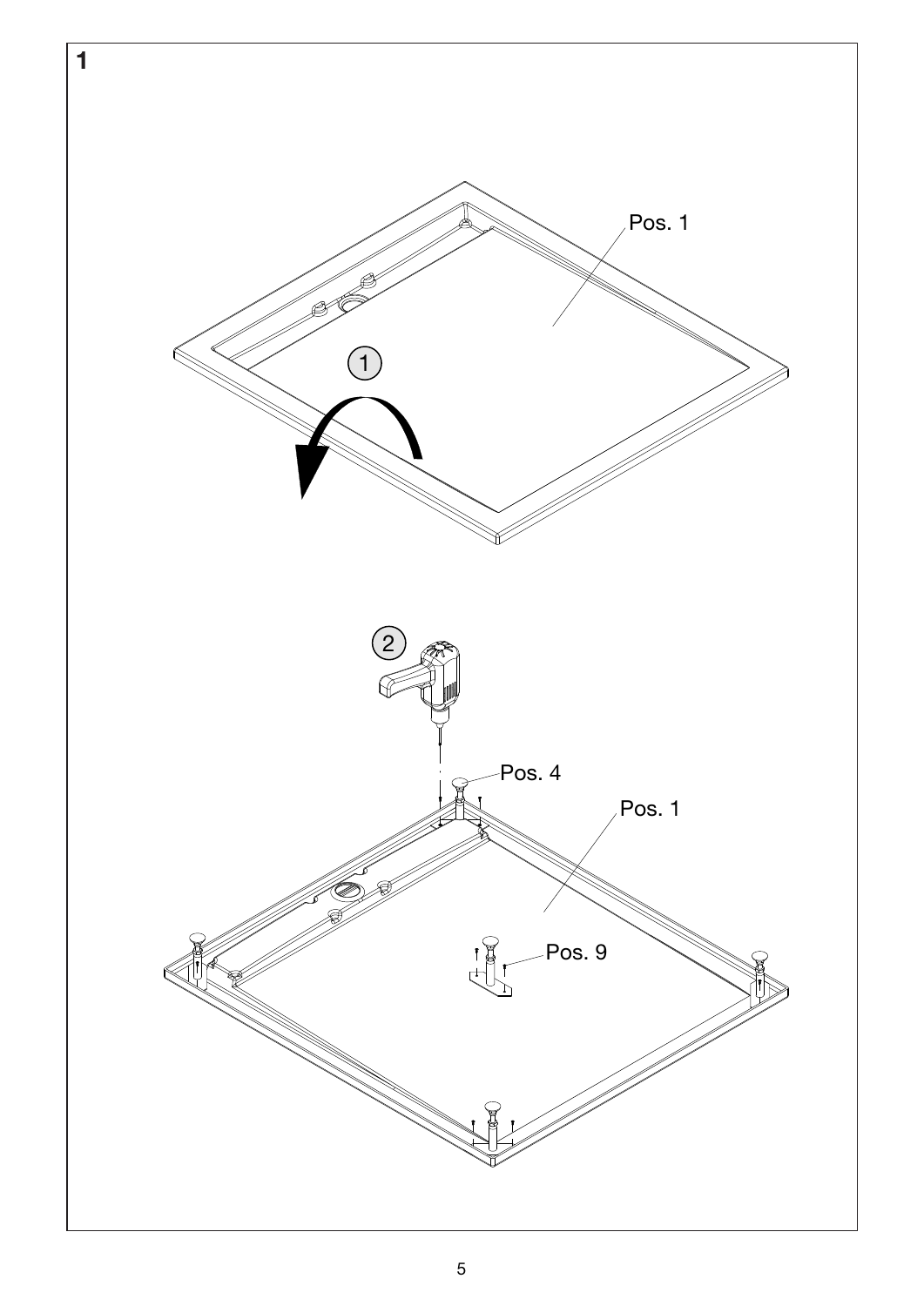1

Pos. 1

1

2

Pos. 4

Pos. 1

Pos. 9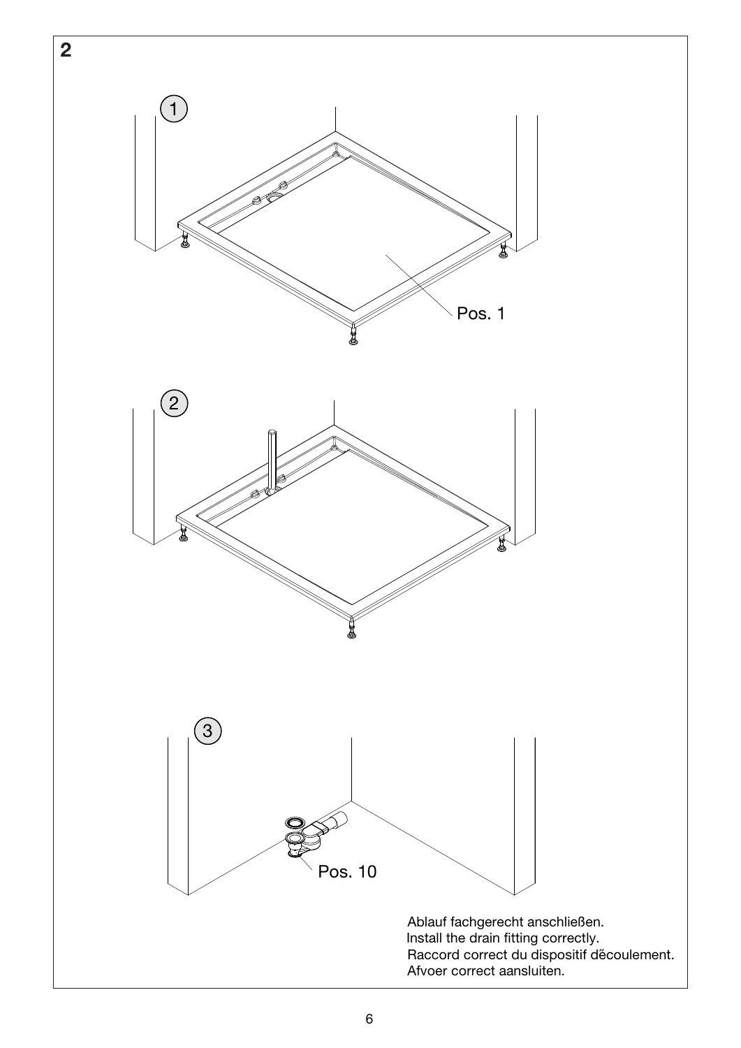## 2

1

Pos. 1

2

3

Pos. 10

Ablauf fachgerecht anschließen.
Install the drain fitting correctly.
Raccord correct du dispositif dĕcoulement.
Afvoer correct aansluiten.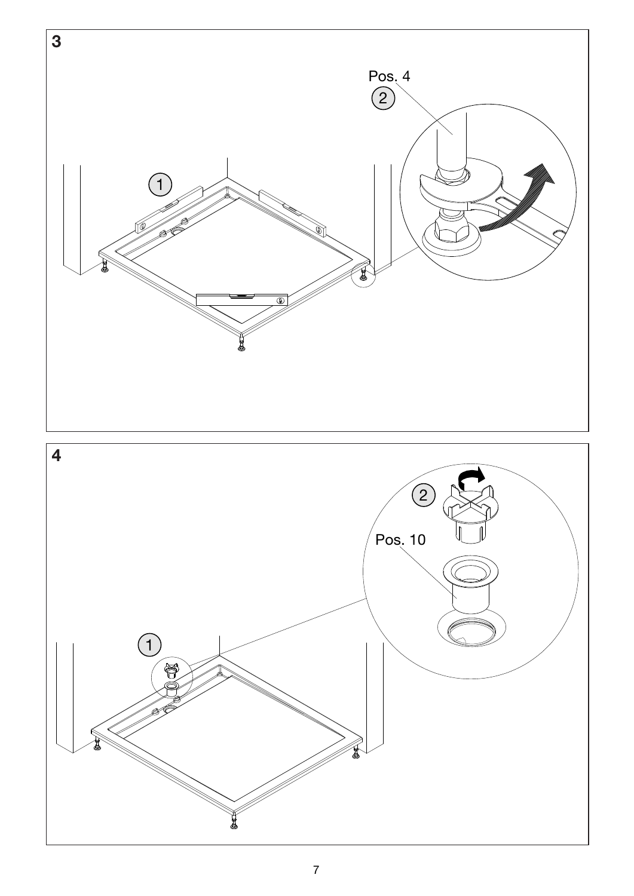**3**

Pos. 4

2

1

**4**

2

Pos. 10

1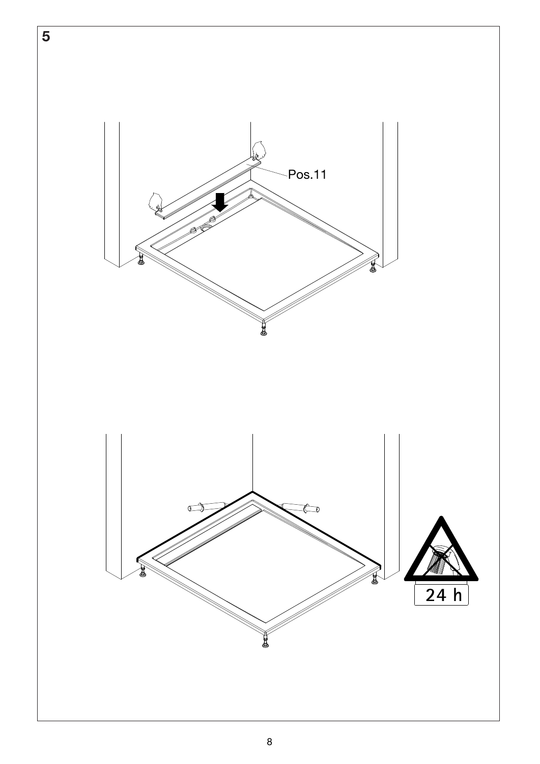5

Pos.11

24 h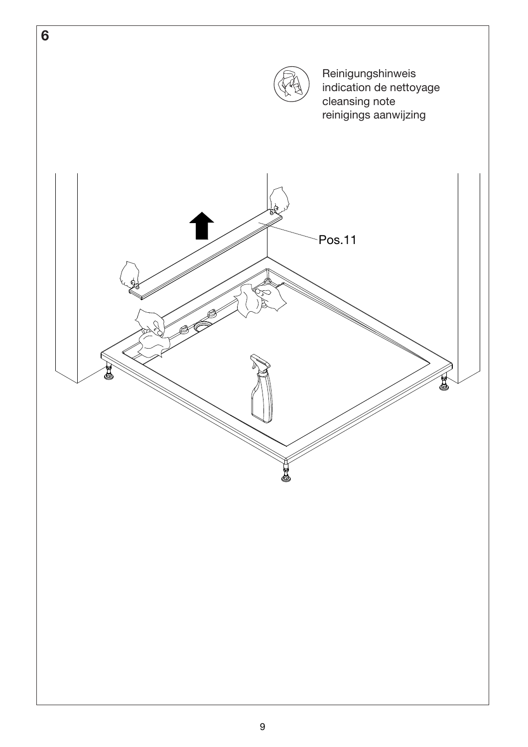**6**

Reinigungshinweis
indication de nettoyage
cleansing note
reinigings aanwijzing

Pos.11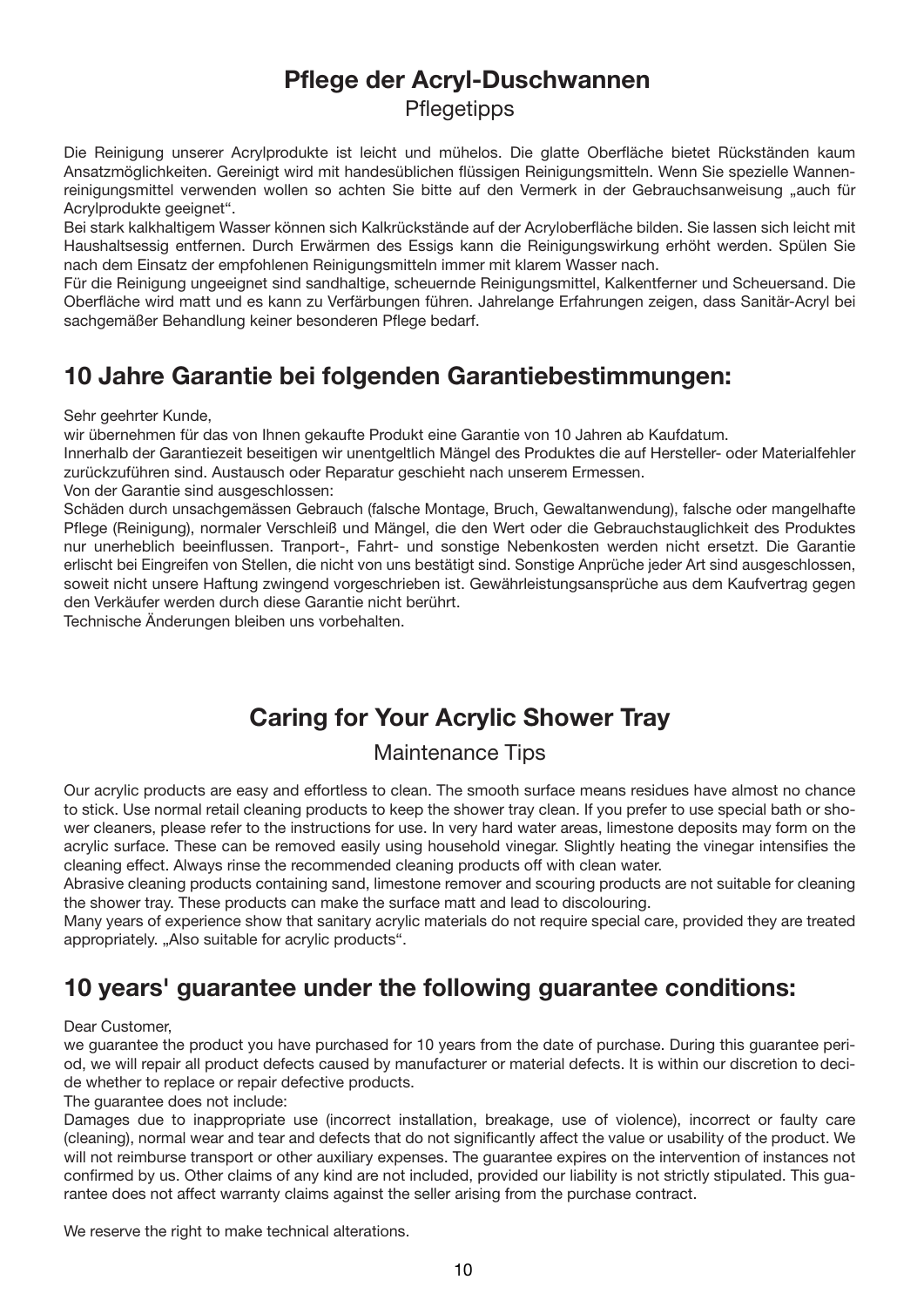## Pflege der Acryl-Duschwannen

Pflegetipps

Die Reinigung unserer Acrylprodukte ist leicht und mühelos. Die glatte Oberfläche bietet Rückständen kaum Ansatzmöglichkeiten. Gereinigt wird mit handesüblichen flüssigen Reinigungsmitteln. Wenn Sie spezielle Wannenreinigungsmittel verwenden wollen so achten Sie bitte auf den Vermerk in der Gebrauchsanweisung „auch für Acrylprodukte geeignet“.
Bei stark kalkhaltigem Wasser können sich Kalkrückstände auf der Acryloberfläche bilden. Sie lassen sich leicht mit Haushaltsessig entfernen. Durch Erwärmen des Essigs kann die Reinigungswirkung erhöht werden. Spülen Sie nach dem Einsatz der empfohlenen Reinigungsmitteln immer mit klarem Wasser nach.
Für die Reinigung ungeeignet sind sandhaltige, scheuernde Reinigungsmittel, Kalkentferner und Scheuersand. Die Oberfläche wird matt und es kann zu Verfärbungen führen. Jahrelange Erfahrungen zeigen, dass Sanitär-Acryl bei sachgemäßer Behandlung keiner besonderen Pflege bedarf.

## 10 Jahre Garantie bei folgenden Garantiebestimmungen:

Sehr geehrter Kunde,
wir übernehmen für das von Ihnen gekaufte Produkt eine Garantie von 10 Jahren ab Kaufdatum.
Innerhalb der Garantiezeit beseitigen wir unentgeltlich Mängel des Produktes die auf Hersteller- oder Materialfehler zurückzuführen sind. Austausch oder Reparatur geschieht nach unserem Ermessen.
Von der Garantie sind ausgeschlossen:
Schäden durch unsachgemässen Gebrauch (falsche Montage, Bruch, Gewaltanwendung), falsche oder mangelhafte Pflege (Reinigung), normaler Verschleiß und Mängel, die den Wert oder die Gebrauchstauglichkeit des Produktes nur unerheblich beeinflussen. Tranport-, Fahrt- und sonstige Nebenkosten werden nicht ersetzt. Die Garantie erlischt bei Eingreifen von Stellen, die nicht von uns bestätigt sind. Sonstige Anprüche jeder Art sind ausgeschlossen, soweit nicht unsere Haftung zwingend vorgeschrieben ist. Gewährleistungsansprüche aus dem Kaufvertrag gegen den Verkäufer werden durch diese Garantie nicht berührt.
Technische Änderungen bleiben uns vorbehalten.

## Caring for Your Acrylic Shower Tray

Maintenance Tips

Our acrylic products are easy and effortless to clean. The smooth surface means residues have almost no chance to stick. Use normal retail cleaning products to keep the shower tray clean. If you prefer to use special bath or shower cleaners, please refer to the instructions for use. In very hard water areas, limestone deposits may form on the acrylic surface. These can be removed easily using household vinegar. Slightly heating the vinegar intensifies the cleaning effect. Always rinse the recommended cleaning products off with clean water.
Abrasive cleaning products containing sand, limestone remover and scouring products are not suitable for cleaning the shower tray. These products can make the surface matt and lead to discolouring.
Many years of experience show that sanitary acrylic materials do not require special care, provided they are treated appropriately. „Also suitable for acrylic products“.

## 10 years' guarantee under the following guarantee conditions:

Dear Customer,
we guarantee the product you have purchased for 10 years from the date of purchase. During this guarantee period, we will repair all product defects caused by manufacturer or material defects. It is within our discretion to decide whether to replace or repair defective products.
The guarantee does not include:
Damages due to inappropriate use (incorrect installation, breakage, use of violence), incorrect or faulty care (cleaning), normal wear and tear and defects that do not significantly affect the value or usability of the product. We will not reimburse transport or other auxiliary expenses. The guarantee expires on the intervention of instances not confirmed by us. Other claims of any kind are not included, provided our liability is not strictly stipulated. This guarantee does not affect warranty claims against the seller arising from the purchase contract.

We reserve the right to make technical alterations.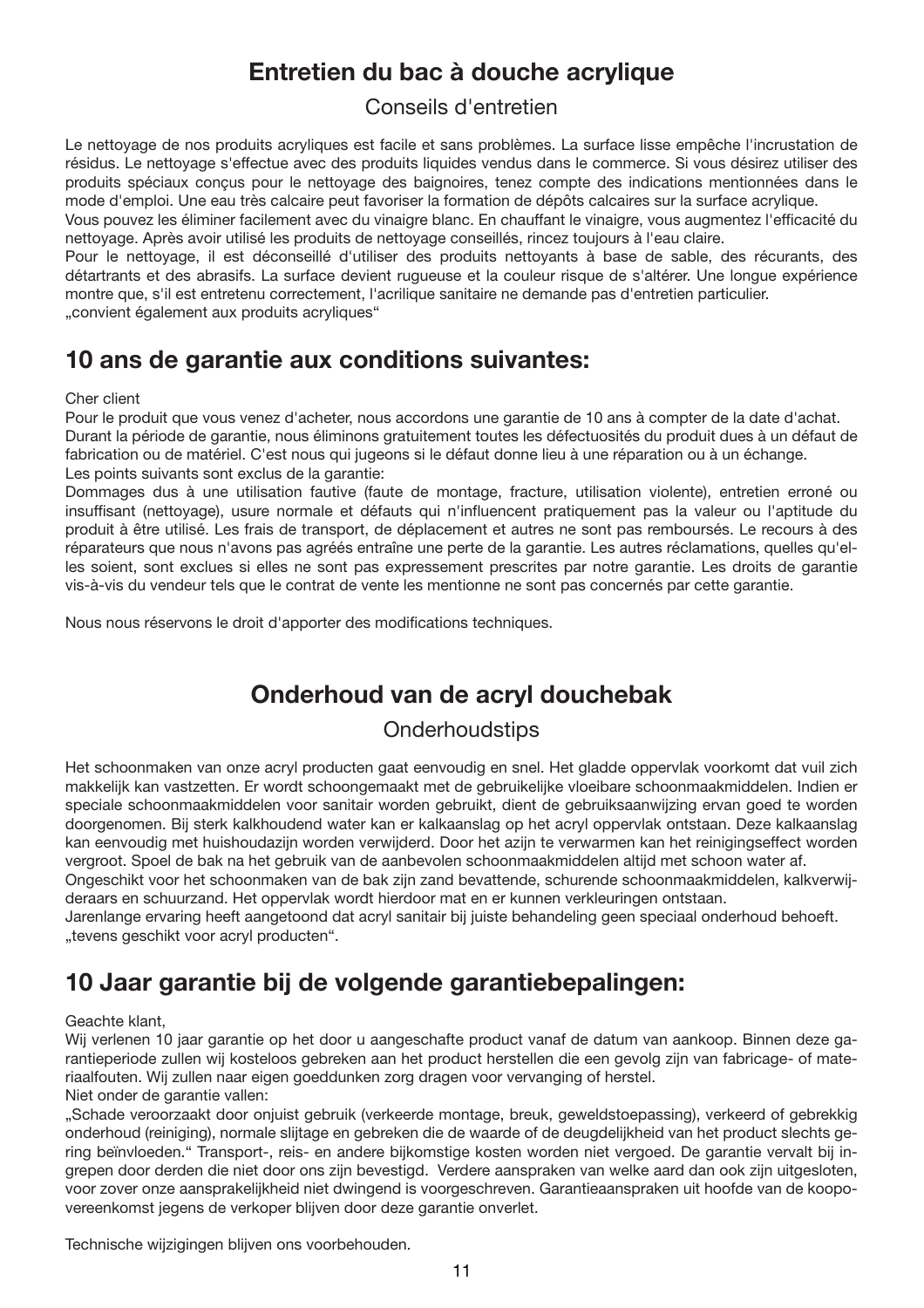## Entretien du bac à douche acrylique

### Conseils d'entretien

Le nettoyage de nos produits acryliques est facile et sans problèmes. La surface lisse empêche l'incrustation de résidus. Le nettoyage s'effectue avec des produits liquides vendus dans le commerce. Si vous désirez utiliser des produits spéciaux conçus pour le nettoyage des baignoires, tenez compte des indications mentionnées dans le mode d'emploi. Une eau très calcaire peut favoriser la formation de dépôts calcaires sur la surface acrylique.
Vous pouvez les éliminer facilement avec du vinaigre blanc. En chauffant le vinaigre, vous augmentez l'efficacité du nettoyage. Après avoir utilisé les produits de nettoyage conseillés, rincez toujours à l'eau claire.
Pour le nettoyage, il est déconseillé d'utiliser des produits nettoyants à base de sable, des récurants, des détartrants et des abrasifs. La surface devient rugueuse et la couleur risque de s'altérer. Une longue expérience montre que, s'il est entretenu correctement, l'acrilique sanitaire ne demande pas d'entretien particulier.
„convient également aux produits acryliques“

## 10 ans de garantie aux conditions suivantes:

Cher client
Pour le produit que vous venez d'acheter, nous accordons une garantie de 10 ans à compter de la date d'achat.
Durant la période de garantie, nous éliminons gratuitement toutes les défectuosités du produit dues à un défaut de fabrication ou de matériel. C'est nous qui jugeons si le défaut donne lieu à une réparation ou à un échange.
Les points suivants sont exclus de la garantie:
Dommages dus à une utilisation fautive (faute de montage, fracture, utilisation violente), entretien erroné ou insuffisant (nettoyage), usure normale et défauts qui n'influencent pratiquement pas la valeur ou l'aptitude du produit à être utilisé. Les frais de transport, de déplacement et autres ne sont pas remboursés. Le recours à des réparateurs que nous n'avons pas agréés entraîne une perte de la garantie. Les autres réclamations, quelles qu'elles soient, sont exclues si elles ne sont pas expressement prescrites par notre garantie. Les droits de garantie vis-à-vis du vendeur tels que le contrat de vente les mentionne ne sont pas concernés par cette garantie.

Nous nous réservons le droit d'apporter des modifications techniques.

## Onderhoud van de acryl douchebak

### Onderhoudstips

Het schoonmaken van onze acryl producten gaat eenvoudig en snel. Het gladde oppervlak voorkomt dat vuil zich makkelijk kan vastzetten. Er wordt schoongemaakt met de gebruikelijke vloeibare schoonmaakmiddelen. Indien er speciale schoonmaakmiddelen voor sanitair worden gebruikt, dient de gebruiksaanwijzing ervan goed te worden doorgenomen. Bij sterk kalkhoudend water kan er kalkaanslag op het acryl oppervlak ontstaan. Deze kalkaanslag kan eenvoudig met huishoudazijn worden verwijderd. Door het azijn te verwarmen kan het reinigingseffect worden vergroot. Spoel de bak na het gebruik van de aanbevolen schoonmaakmiddelen altijd met schoon water af.
Ongeschikt voor het schoonmaken van de bak zijn zand bevattende, schurende schoonmaakmiddelen, kalkverwijderaars en schuurzand. Het oppervlak wordt hierdoor mat en er kunnen verkleuringen ontstaan.
Jarenlange ervaring heeft aangetoond dat acryl sanitair bij juiste behandeling geen speciaal onderhoud behoeft.
„tevens geschikt voor acryl producten“.

## 10 Jaar garantie bij de volgende garantiebepalingen:

Geachte klant,
Wij verlenen 10 jaar garantie op het door u aangeschafte product vanaf de datum van aankoop. Binnen deze garantieperiode zullen wij kosteloos gebreken aan het product herstellen die een gevolg zijn van fabricage- of materiaalfouten. Wij zullen naar eigen goeddunken zorg dragen voor vervanging of herstel.
Niet onder de garantie vallen:
„Schade veroorzaakt door onjuist gebruik (verkeerde montage, breuk, geweldstoepassing), verkeerd of gebrekkig onderhoud (reiniging), normale slijtage en gebreken die de waarde of de deugdelijkheid van het product slechts gering beïnvloeden.“ Transport-, reis- en andere bijkomstige kosten worden niet vergoed. De garantie vervalt bij ingrepen door derden die niet door ons zijn bevestigd. Verdere aanspraken van welke aard dan ook zijn uitgesloten, voor zover onze aansprakelijkheid niet dwingend is voorgeschreven. Garantieaanspraken uit hoofde van de koopovereenkomst jegens de verkoper blijven door deze garantie onverlet.

Technische wijzigingen blijven ons voorbehouden.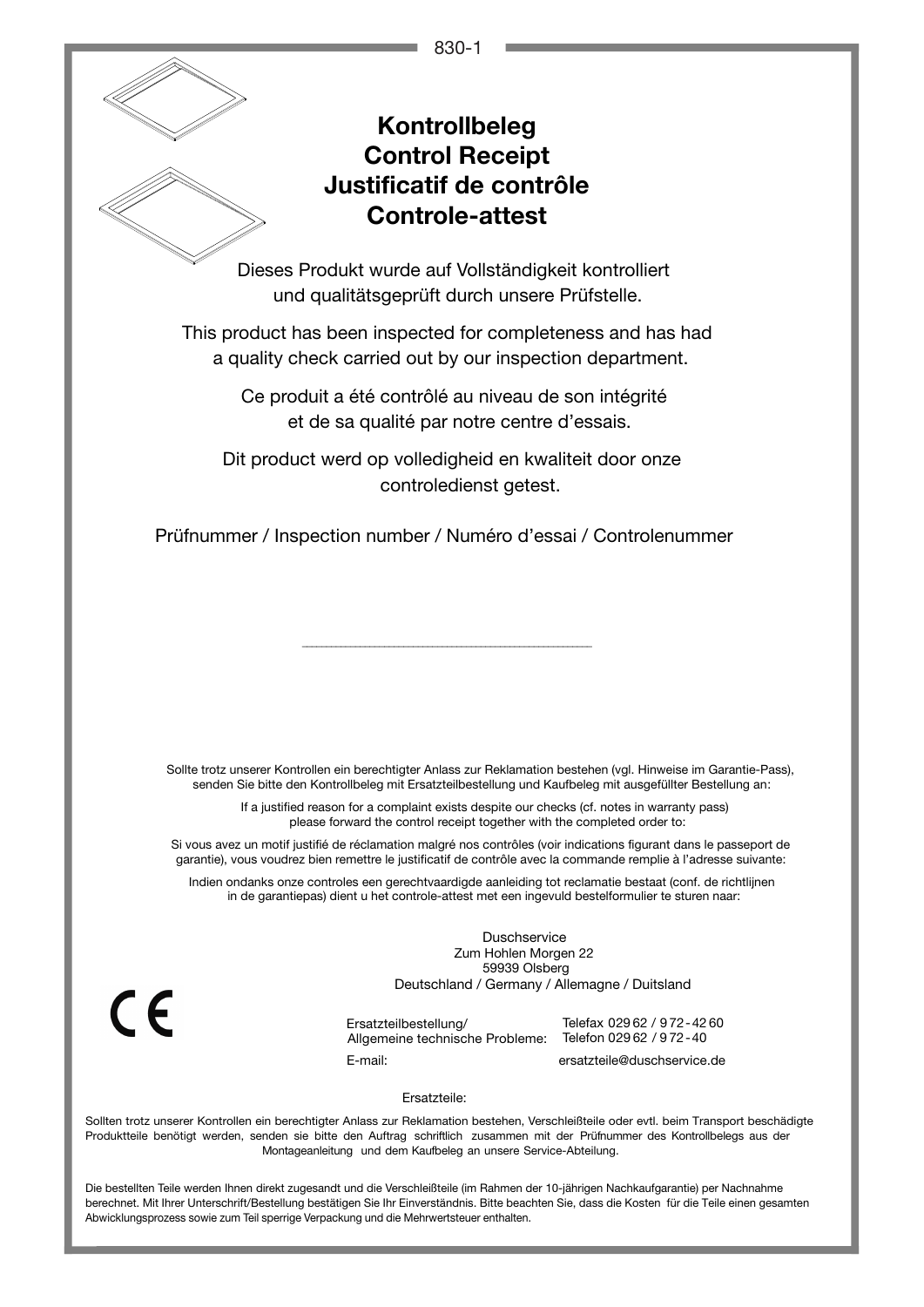830-1

# Kontrollbeleg
# Control Receipt
# Justificatif de contrôle
# Controle-attest

Dieses Produkt wurde auf Vollständigkeit kontrolliert und qualitätsgeprüft durch unsere Prüfstelle.

This product has been inspected for completeness and has had a quality check carried out by our inspection department.

Ce produit a été contrôlé au niveau de son intégrité et de sa qualité par notre centre d'essais.

Dit product werd op volledigheid en kwaliteit door onze controledienst getest.

Prüfnummer / Inspection number / Numéro d'essai / Controlenummer

\_\_\_\_\_\_\_\_\_\_\_\_\_\_\_\_\_\_\_\_\_\_\_\_\_\_\_\_\_\_\_\_\_\_\_\_

Sollte trotz unserer Kontrollen ein berechtigter Anlass zur Reklamation bestehen (vgl. Hinweise im Garantie-Pass), senden Sie bitte den Kontrollbeleg mit Ersatzteilbestellung und Kaufbeleg mit ausgefüllter Bestellung an:

If a justified reason for a complaint exists despite our checks (cf. notes in warranty pass) please forward the control receipt together with the completed order to:

Si vous avez un motif justifié de réclamation malgré nos contrôles (voir indications figurant dans le passeport de garantie), vous voudrez bien remettre le justificatif de contrôle avec la commande remplie à l'adresse suivante:

Indien ondanks onze controles een gerechtvaardigde aanleiding tot reclamatie bestaat (conf. de richtlijnen in de garantiepas) dient u het controle-attest met een ingevuld bestelformulier te sturen naar:

Duschservice
Zum Hohlen Morgen 22
59939 Olsberg
Deutschland / Germany / Allemagne / Duitsland

CE

Ersatzteilbestellung/ Allgemeine technische Probleme: Telefax 029 62 / 972 - 42 60 Telefon 029 62 / 972 - 40

E-mail: ersatzteile@duschservice.de

Ersatzteile:

Sollten trotz unserer Kontrollen ein berechtigter Anlass zur Reklamation bestehen, Verschleißteile oder evtl. beim Transport beschädigte Produktteile benötigt werden, senden sie bitte den Auftrag schriftlich zusammen mit der Prüfnummer des Kontrollbelegs aus der Montageanleitung und dem Kaufbeleg an unsere Service-Abteilung.

Die bestellten Teile werden Ihnen direkt zugesandt und die Verschleißteile (im Rahmen der 10-jährigen Nachkaufgarantie) per Nachnahme berechnet. Mit Ihrer Unterschrift/Bestellung bestätigen Sie Ihr Einverständnis. Bitte beachten Sie, dass die Kosten für die Teile einen gesamten Abwicklungsprozess sowie zum Teil sperrige Verpackung und die Mehrwertsteuer enthalten.